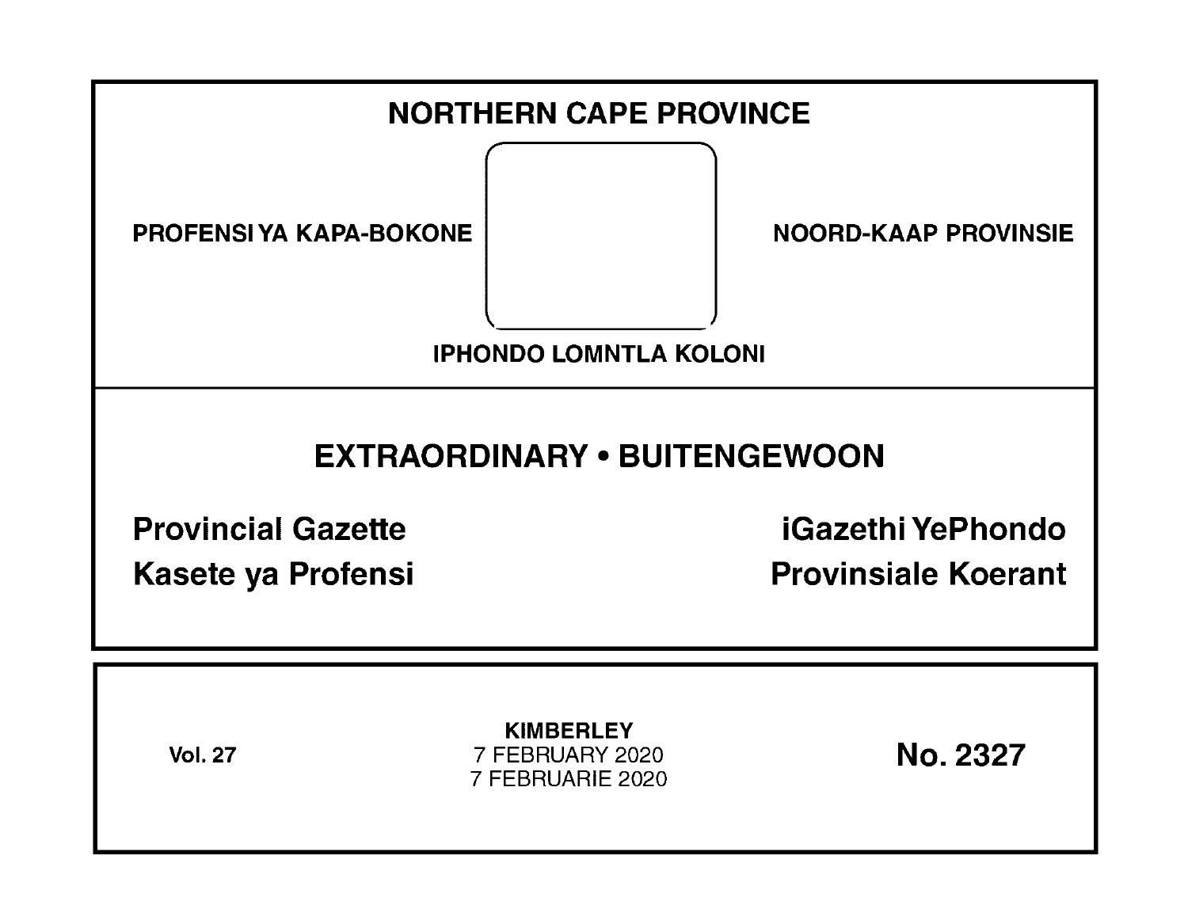# NORTHERN CAPE PROVINCE

PROFENSI YA KAPA-BOKONE

NOORD-KAAP PROVINSIE

IPHONDO LOMNTLA KOLONI

## EXTRAORDINARY • BUITENGEWOON

**Provincial Gazette**

**iGazethi YePhondo**

**Kasete ya Profensi**

**Provinsiale Koerant**

**Vol. 27**

**KIMBERLEY**
7 FEBRUARY 2020
7 FEBRUARIE 2020

**No. 2327**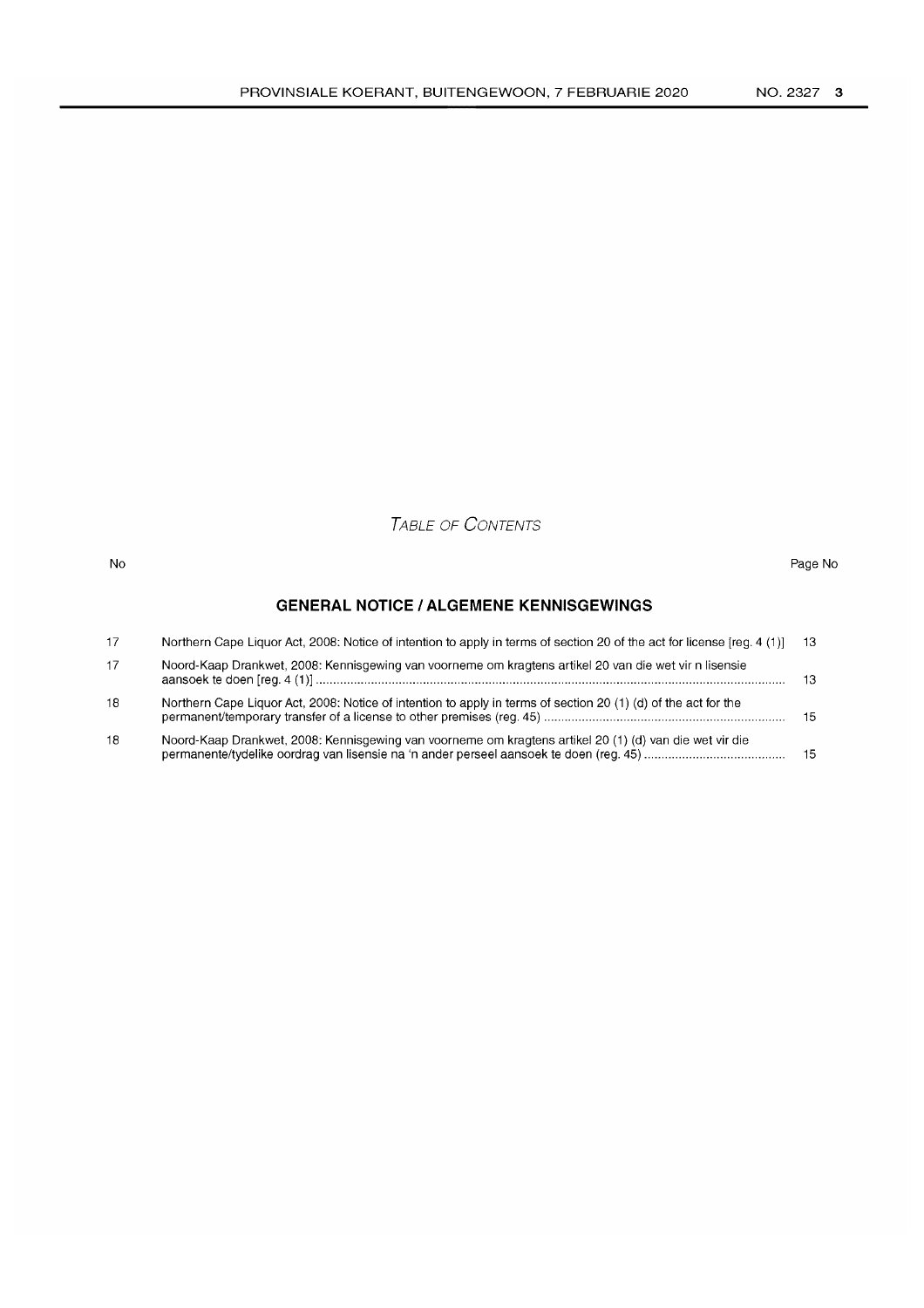## TABLE OF CONTENTS

| No | | Page No |
|---|---|---|
| | **GENERAL NOTICE / ALGEMENE KENNISGEWINGS** | |
| 17 | Northern Cape Liquor Act, 2008: Notice of intention to apply in terms of section 20 of the act for license [reg. 4 (1)] | 13 |
| 17 | Noord-Kaap Drankwet, 2008: Kennisgewing van voorneme om kragtens artikel 20 van die wet vir n lisensie aansoek te doen [reg. 4 (1)] | 13 |
| 18 | Northern Cape Liquor Act, 2008: Notice of intention to apply in terms of section 20 (1) (d) of the act for the permanent/temporary transfer of a license to other premises (reg. 45) | 15 |
| 18 | Noord-Kaap Drankwet, 2008: Kennisgewing van voorneme om kragtens artikel 20 (1) (d) van die wet vir die permanente/tydelike oordrag van lisensie na 'n ander perseel aansoek te doen (reg. 45) | 15 |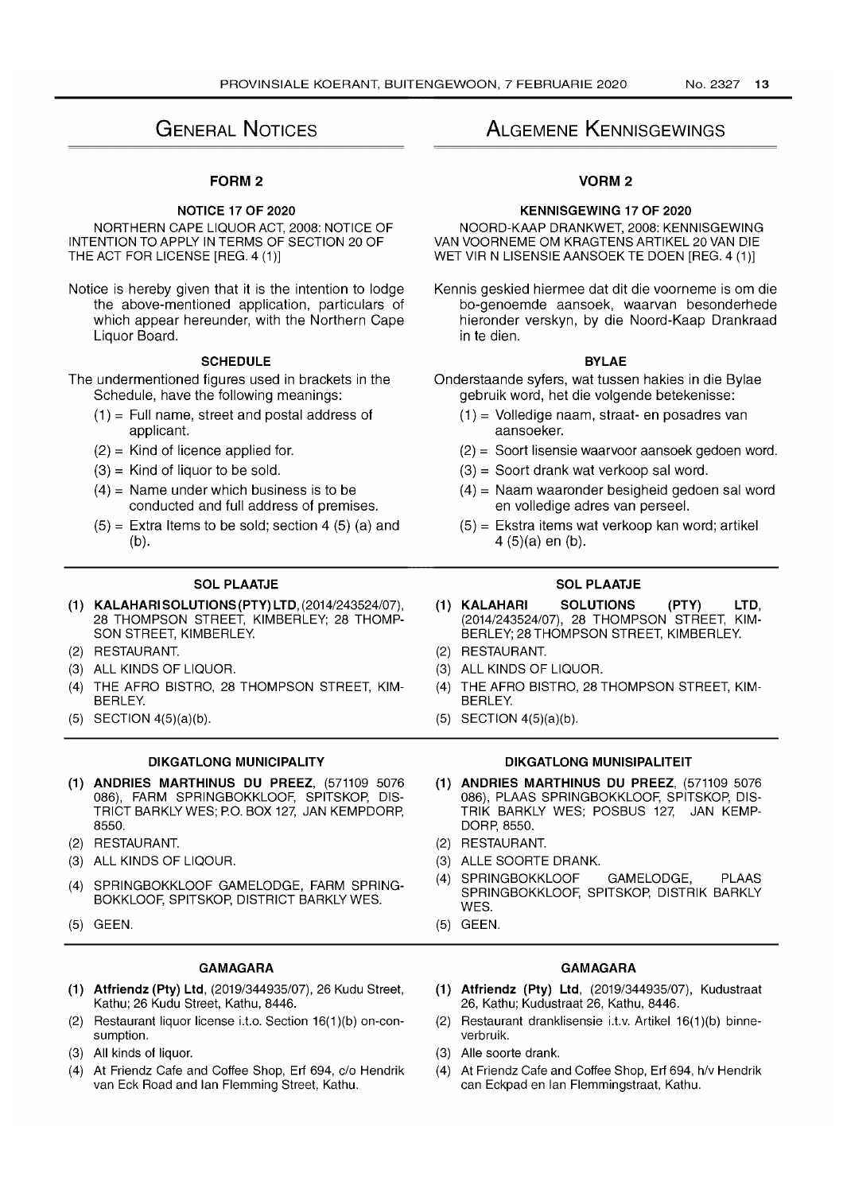# General Notices

## FORM 2

### NOTICE 17 OF 2020

NORTHERN CAPE LIQUOR ACT, 2008: NOTICE OF INTENTION TO APPLY IN TERMS OF SECTION 20 OF THE ACT FOR LICENSE [REG. 4 (1)]

Notice is hereby given that it is the intention to lodge the above-mentioned application, particulars of which appear hereunder, with the Northern Cape Liquor Board.

### SCHEDULE

The undermentioned figures used in brackets in the Schedule, have the following meanings:

- (1) = Full name, street and postal address of applicant.
- (2) = Kind of licence applied for.
- (3) = Kind of liquor to be sold.
- (4) = Name under which business is to be conducted and full address of premises.
- (5) = Extra Items to be sold; section 4 (5) (a) and (b).

#### SOL PLAATJE

(1) **KALAHARI SOLUTIONS (PTY) LTD**, (2014/243524/07), 28 THOMPSON STREET, KIMBERLEY; 28 THOMPSON STREET, KIMBERLEY.
(2) RESTAURANT.
(3) ALL KINDS OF LIQUOR.
(4) THE AFRO BISTRO, 28 THOMPSON STREET, KIMBERLEY.
(5) SECTION 4(5)(a)(b).

#### DIKGATLONG MUNICIPALITY

(1) **ANDRIES MARTHINUS DU PREEZ**, (571109 5076 086), FARM SPRINGBOKKLOOF, SPITSKOP, DISTRICT BARKLY WES; P.O. BOX 127, JAN KEMPDORP, 8550.
(2) RESTAURANT.
(3) ALL KINDS OF LIQOUR.
(4) SPRINGBOKKLOOF GAMELODGE, FARM SPRINGBOKKLOOF, SPITSKOP, DISTRICT BARKLY WES.
(5) GEEN.

#### GAMAGARA

(1) **Atfriendz (Pty) Ltd**, (2019/344935/07), 26 Kudu Street, Kathu; 26 Kudu Street, Kathu, 8446.
(2) Restaurant liquor license i.t.o. Section 16(1)(b) on-consumption.
(3) All kinds of liquor.
(4) At Friendz Cafe and Coffee Shop, Erf 694, c/o Hendrik van Eck Road and Ian Flemming Street, Kathu.

# Algemene Kennisgewings

## VORM 2

### KENNISGEWING 17 OF 2020

NOORD-KAAP DRANKWET, 2008: KENNISGEWING VAN VOORNEME OM KRAGTENS ARTIKEL 20 VAN DIE WET VIR N LISENSIE AANSOEK TE DOEN [REG. 4 (1)]

Kennis geskied hiermee dat dit die voorneme is om die bo-genoemde aansoek, waarvan besonderhede hieronder verskyn, by die Noord-Kaap Drankraad in te dien.

### BYLAE

Onderstaande syfers, wat tussen hakies in die Bylae gebruik word, het die volgende betekenisse:

- (1) = Volledige naam, straat- en posadres van aansoeker.
- (2) = Soort lisensie waarvoor aansoek gedoen word.
- (3) = Soort drank wat verkoop sal word.
- (4) = Naam waaronder besigheid gedoen sal word en volledige adres van perseel.
- (5) = Ekstra items wat verkoop kan word; artikel 4 (5)(a) en (b).

#### SOL PLAATJE

(1) **KALAHARI SOLUTIONS (PTY) LTD**, (2014/243524/07), 28 THOMPSON STREET, KIMBERLEY; 28 THOMPSON STREET, KIMBERLEY.
(2) RESTAURANT.
(3) ALL KINDS OF LIQUOR.
(4) THE AFRO BISTRO, 28 THOMPSON STREET, KIMBERLEY.
(5) SECTION 4(5)(a)(b).

#### DIKGATLONG MUNISIPALITEIT

(1) **ANDRIES MARTHINUS DU PREEZ**, (571109 5076 086), PLAAS SPRINGBOKKLOOF, SPITSKOP, DISTRIK BARKLY WES; POSBUS 127, JAN KEMPDORP, 8550.
(2) RESTAURANT.
(3) ALLE SOORTE DRANK.
(4) SPRINGBOKKLOOF GAMELODGE, PLAAS SPRINGBOKKLOOF, SPITSKOP, DISTRIK BARKLY WES.
(5) GEEN.

#### GAMAGARA

(1) **Atfriendz (Pty) Ltd**, (2019/344935/07), Kudustraat 26, Kathu; Kudustraat 26, Kathu, 8446.
(2) Restaurant dranklisensie i.t.v. Artikel 16(1)(b) binneverbruik.
(3) Alle soorte drank.
(4) At Friendz Cafe and Coffee Shop, Erf 694, h/v Hendrik can Eckpad en Ian Flemmingstraat, Kathu.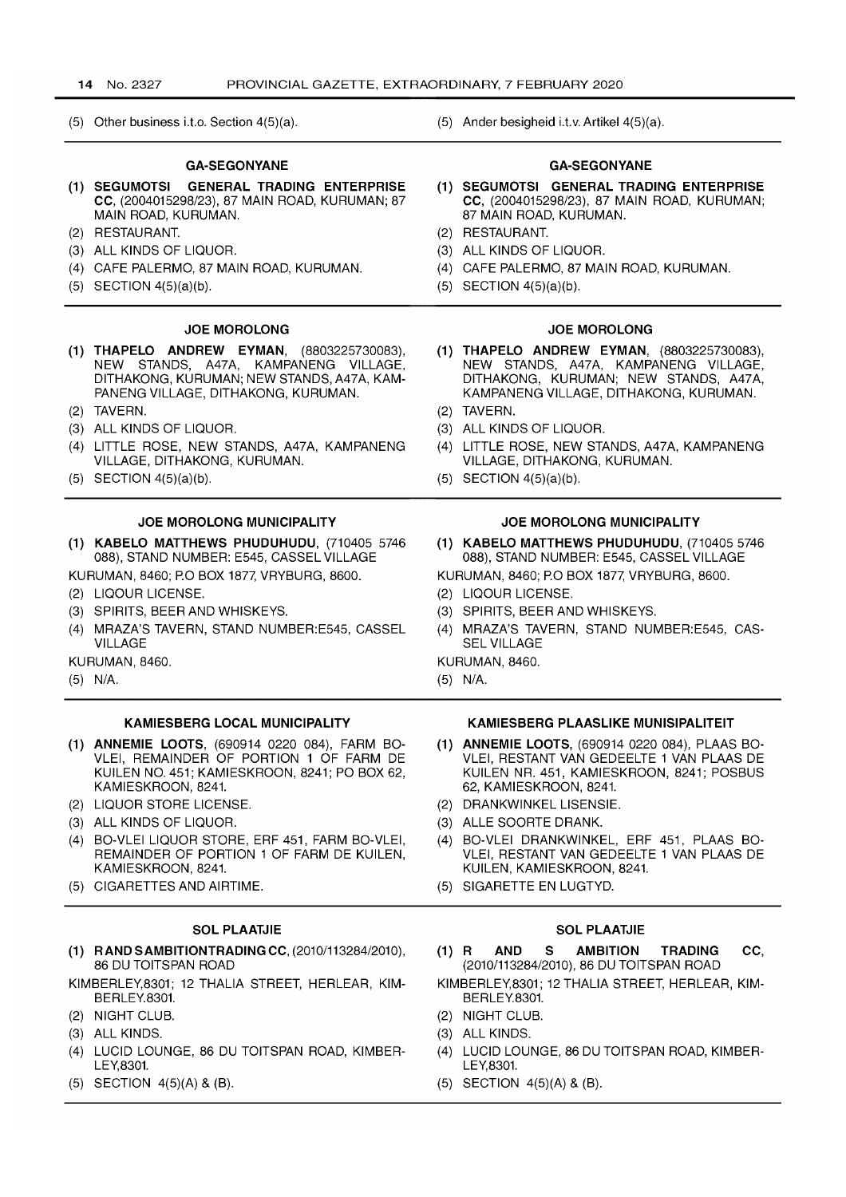(5) Other business i.t.o. Section 4(5)(a).

(5) Ander besigheid i.t.v. Artikel 4(5)(a).

### GA-SEGONYANE

(1) **SEGUMOTSI GENERAL TRADING ENTERPRISE CC**, (2004015298/23), 87 MAIN ROAD, KURUMAN; 87 MAIN ROAD, KURUMAN.
(2) RESTAURANT.
(3) ALL KINDS OF LIQUOR.
(4) CAFE PALERMO, 87 MAIN ROAD, KURUMAN.
(5) SECTION 4(5)(a)(b).

### GA-SEGONYANE

(1) **SEGUMOTSI GENERAL TRADING ENTERPRISE CC**, (2004015298/23), 87 MAIN ROAD, KURUMAN; 87 MAIN ROAD, KURUMAN.
(2) RESTAURANT.
(3) ALL KINDS OF LIQUOR.
(4) CAFE PALERMO, 87 MAIN ROAD, KURUMAN.
(5) SECTION 4(5)(a)(b).

### JOE MOROLONG

(1) **THAPELO ANDREW EYMAN**, (8803225730083), NEW STANDS, A47A, KAMPANENG VILLAGE, DITHAKONG, KURUMAN; NEW STANDS, A47A, KAMPANENG VILLAGE, DITHAKONG, KURUMAN.
(2) TAVERN.
(3) ALL KINDS OF LIQUOR.
(4) LITTLE ROSE, NEW STANDS, A47A, KAMPANENG VILLAGE, DITHAKONG, KURUMAN.
(5) SECTION 4(5)(a)(b).

### JOE MOROLONG

(1) **THAPELO ANDREW EYMAN**, (8803225730083), NEW STANDS, A47A, KAMPANENG VILLAGE, DITHAKONG, KURUMAN; NEW STANDS, A47A, KAMPANENG VILLAGE, DITHAKONG, KURUMAN.
(2) TAVERN.
(3) ALL KINDS OF LIQUOR.
(4) LITTLE ROSE, NEW STANDS, A47A, KAMPANENG VILLAGE, DITHAKONG, KURUMAN.
(5) SECTION 4(5)(a)(b).

### JOE MOROLONG MUNICIPALITY

(1) **KABELO MATTHEWS PHUDUHUDU**, (710405 5746 088), STAND NUMBER: E545, CASSEL VILLAGE

KURUMAN, 8460; P.O BOX 1877, VRYBURG, 8600.

(2) LIQOUR LICENSE.
(3) SPIRITS, BEER AND WHISKEYS.
(4) MRAZA'S TAVERN, STAND NUMBER:E545, CASSEL VILLAGE

KURUMAN, 8460.

(5) N/A.

### JOE MOROLONG MUNICIPALITY

(1) **KABELO MATTHEWS PHUDUHUDU**, (710405 5746 088), STAND NUMBER: E545, CASSEL VILLAGE

KURUMAN, 8460; P.O BOX 1877, VRYBURG, 8600.

(2) LIQOUR LICENSE.
(3) SPIRITS, BEER AND WHISKEYS.
(4) MRAZA'S TAVERN, STAND NUMBER:E545, CASSEL VILLAGE

KURUMAN, 8460.

(5) N/A.

### KAMIESBERG LOCAL MUNICIPALITY

(1) **ANNEMIE LOOTS**, (690914 0220 084), FARM BO-VLEI, REMAINDER OF PORTION 1 OF FARM DE KUILEN NO. 451; KAMIESKROON, 8241; PO BOX 62, KAMIESKROON, 8241.
(2) LIQUOR STORE LICENSE.
(3) ALL KINDS OF LIQUOR.
(4) BO-VLEI LIQUOR STORE, ERF 451, FARM BO-VLEI, REMAINDER OF PORTION 1 OF FARM DE KUILEN, KAMIESKROON, 8241.
(5) CIGARETTES AND AIRTIME.

### KAMIESBERG PLAASLIKE MUNISIPALITEIT

(1) **ANNEMIE LOOTS**, (690914 0220 084), PLAAS BO-VLEI, RESTANT VAN GEDEELTE 1 VAN PLAAS DE KUILEN NR. 451, KAMIESKROON, 8241; POSBUS 62, KAMIESKROON, 8241.
(2) DRANKWINKEL LISENSIE.
(3) ALLE SOORTE DRANK.
(4) BO-VLEI DRANKWINKEL, ERF 451, PLAAS BO-VLEI, RESTANT VAN GEDEELTE 1 VAN PLAAS DE KUILEN, KAMIESKROON, 8241.
(5) SIGARETTE EN LUGTYD.

### SOL PLAATJIE

(1) **RANDSAMBITIONTRADING CC**, (2010/113284/2010), 86 DU TOITSPAN ROAD

KIMBERLEY,8301; 12 THALIA STREET, HERLEAR, KIMBERLEY.8301.

(2) NIGHT CLUB.
(3) ALL KINDS.
(4) LUCID LOUNGE, 86 DU TOITSPAN ROAD, KIMBERLEY,8301.
(5) SECTION 4(5)(A) & (B).

### SOL PLAATJIE

(1) **R AND S AMBITION TRADING CC**, (2010/113284/2010), 86 DU TOITSPAN ROAD

KIMBERLEY,8301; 12 THALIA STREET, HERLEAR, KIMBERLEY.8301.

(2) NIGHT CLUB.
(3) ALL KINDS.
(4) LUCID LOUNGE, 86 DU TOITSPAN ROAD, KIMBERLEY,8301.
(5) SECTION 4(5)(A) & (B).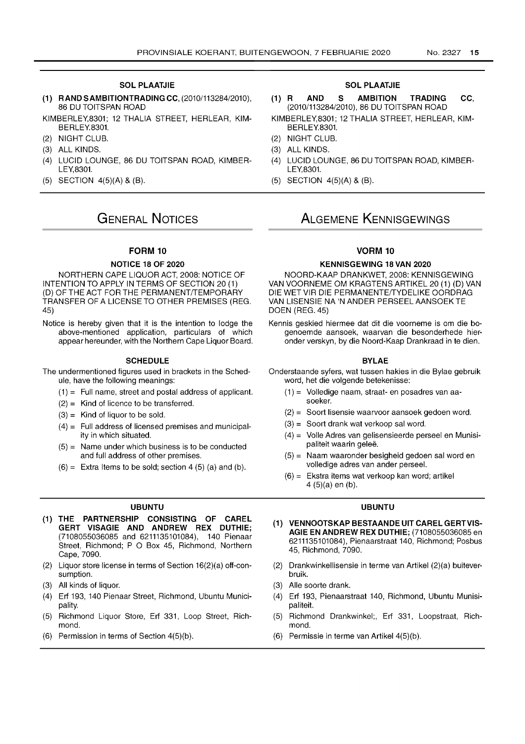### SOL PLAATJIE

(1) **R AND S AMBITION TRADING CC**, (2010/113284/2010), 86 DU TOITSPAN ROAD KIMBERLEY,8301; 12 THALIA STREET, HERLEAR, KIMBERLEY.8301.

(2) NIGHT CLUB.

(3) ALL KINDS.

(4) LUCID LOUNGE, 86 DU TOITSPAN ROAD, KIMBERLEY,8301.

(5) SECTION 4(5)(A) & (B).

### SOL PLAATJIE

(1) **R AND S AMBITION TRADING CC**, (2010/113284/2010), 86 DU TOITSPAN ROAD KIMBERLEY,8301; 12 THALIA STREET, HERLEAR, KIMBERLEY.8301.

(2) NIGHT CLUB.

(3) ALL KINDS.

(4) LUCID LOUNGE, 86 DU TOITSPAN ROAD, KIMBERLEY,8301.

(5) SECTION 4(5)(A) & (B).

# GENERAL NOTICES

## FORM 10

### NOTICE 18 OF 2020

NORTHERN CAPE LIQUOR ACT, 2008: NOTICE OF INTENTION TO APPLY IN TERMS OF SECTION 20 (1) (D) OF THE ACT FOR THE PERMANENT/TEMPORARY TRANSFER OF A LICENSE TO OTHER PREMISES (REG. 45)

Notice is hereby given that it is the intention to lodge the above-mentioned application, particulars of which appear hereunder, with the Northern Cape Liquor Board.

### SCHEDULE

The undermentioned figures used in brackets in the Schedule, have the following meanings:

(1) = Full name, street and postal address of applicant.

(2) = Kind of licence to be transferred.

(3) = Kind of liquor to be sold.

(4) = Full address of licensed premises and municipality in which situated.

(5) = Name under which business is to be conducted and full address of other premises.

(6) = Extra Items to be sold; section 4 (5) (a) and (b).

### UBUNTU

(1) **THE PARTNERSHIP CONSISTING OF CAREL GERT VISAGIE AND ANDREW REX DUTHIE;** (7108055036085 and 6211135101084), 140 Pienaar Street, Richmond; P O Box 45, Richmond, Northern Cape, 7090.

(2) Liquor store license in terms of Section 16(2)(a) off-consumption.

(3) All kinds of liquor.

(4) Erf 193, 140 Pienaar Street, Richmond, Ubuntu Municipality.

(5) Richmond Liquor Store, Erf 331, Loop Street, Richmond.

(6) Permission in terms of Section 4(5)(b).

# ALGEMENE KENNISGEWINGS

## VORM 10

### KENNISGEWING 18 VAN 2020

NOORD-KAAP DRANKWET, 2008: KENNISGEWING VAN VOORNEME OM KRAGTENS ARTIKEL 20 (1) (D) VAN DIE WET VIR DIE PERMANENTE/TYDELIKE OORDRAG VAN LISENSIE NA 'N ANDER PERSEEL AANSOEK TE DOEN (REG. 45)

Kennis geskied hiermee dat dit die voorneme is om die bogenoemde aansoek, waarvan die besonderhede hieronder verskyn, by die Noord-Kaap Drankraad in te dien.

### BYLAE

Onderstaande syfers, wat tussen hakies in die Bylae gebruik word, het die volgende betekenisse:

(1) = Volledige naam, straat- en posadres van aasoeker.

(2) = Soort lisensie waarvoor aansoek gedoen word.

(3) = Soort drank wat verkoop sal word.

(4) = Volle Adres van gelisensieerde perseel en Munisipaliteit waarin geleë.

(5) = Naam waaronder besigheid gedoen sal word en volledige adres van ander perseel.

(6) = Ekstra items wat verkoop kan word; artikel 4 (5)(a) en (b).

### UBUNTU

(1) **VENNOOTSKAP BESTAANDE UIT CAREL GERT VISAGIE EN ANDREW REX DUTHIE;** (7108055036085 en 6211135101084), Pienaarstraat 140, Richmond; Posbus 45, Richmond, 7090.

(2) Drankwinkellisensie in terme van Artikel (2)(a) buiteverbruik.

(3) Alle soorte drank.

(4) Erf 193, Pienaarstraat 140, Richmond, Ubuntu Munisipaliteit.

(5) Richmond Drankwinkel;, Erf 331, Loopstraat, Richmond.

(6) Permissie in terme van Artikel 4(5)(b).